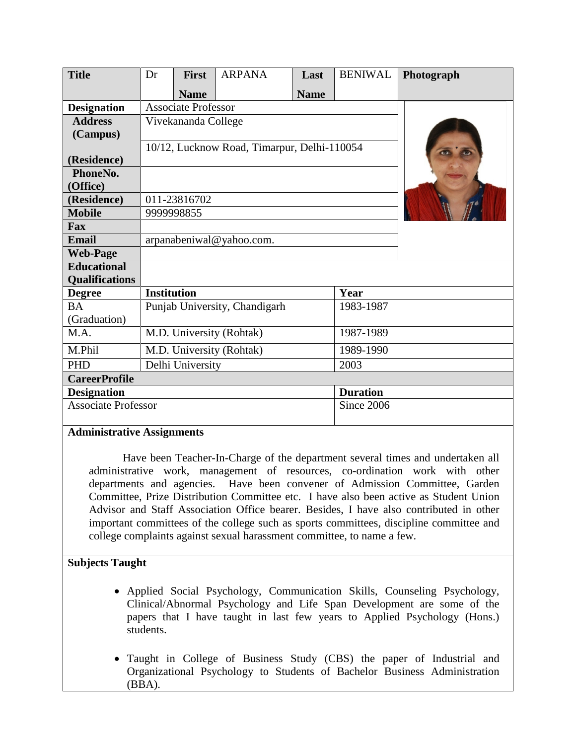| Title | Dr | First Name | ARPANA | Last Name | BENIWAL | Photograph |
|---|---|---|---|---|---|---|
| Designation | Associate Professor | | | | | |
| Address (Campus) | Vivekananda College | | | | | |
| (Residence) | 10/12, Lucknow Road, Timarpur, Delhi-110054 | | | | | |
| PhoneNo. (Office) | | | | | | |
| (Residence) | 011-23816702 | | | | | |
| Mobile | 9999998855 | | | | | |
| Fax | | | | | | |
| Email | arpanabeniwal@yahoo.com. | | | | | |
| Web-Page | | | | | | |

**Educational Qualifications**

| Degree | Institution | Year |
|---|---|---|
| BA (Graduation) | Punjab University, Chandigarh | 1983-1987 |
| M.A. | M.D. University (Rohtak) | 1987-1989 |
| M.Phil | M.D. University (Rohtak) | 1989-1990 |
| PHD | Delhi University | 2003 |

**CareerProfile**

| Designation | Duration |
|---|---|
| Associate Professor | Since 2006 |

**Administrative Assignments**

Have been Teacher-In-Charge of the department several times and undertaken all administrative work, management of resources, co-ordination work with other departments and agencies. Have been convener of Admission Committee, Garden Committee, Prize Distribution Committee etc. I have also been active as Student Union Advisor and Staff Association Office bearer. Besides, I have also contributed in other important committees of the college such as sports committees, discipline committee and college complaints against sexual harassment committee, to name a few.

**Subjects Taught**

- Applied Social Psychology, Communication Skills, Counseling Psychology, Clinical/Abnormal Psychology and Life Span Development are some of the papers that I have taught in last few years to Applied Psychology (Hons.) students.

- Taught in College of Business Study (CBS) the paper of Industrial and Organizational Psychology to Students of Bachelor Business Administration (BBA).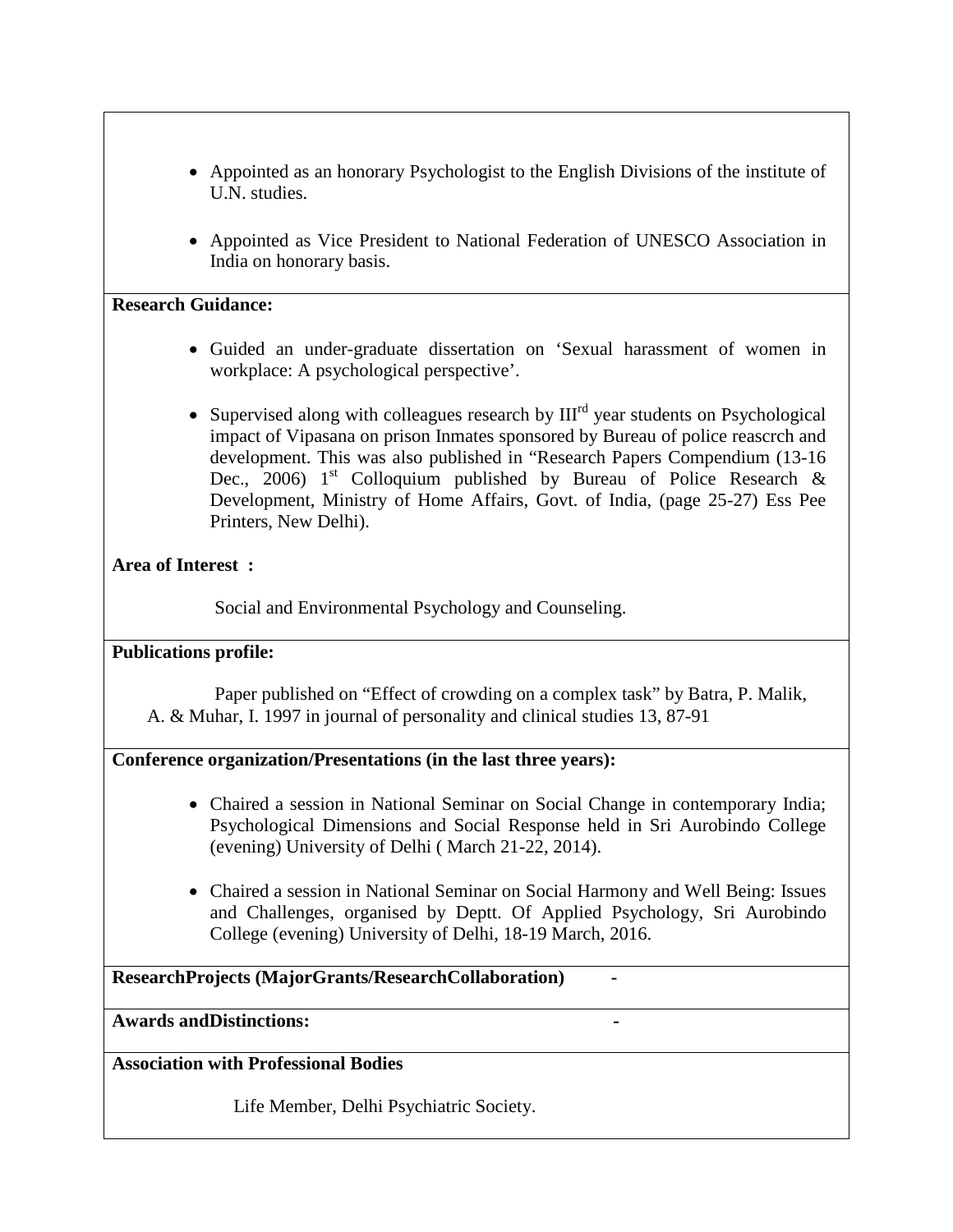- Appointed as an honorary Psychologist to the English Divisions of the institute of U.N. studies.

- Appointed as Vice President to National Federation of UNESCO Association in India on honorary basis.

**Research Guidance:**

- Guided an under-graduate dissertation on 'Sexual harassment of women in workplace: A psychological perspective'.

- Supervised along with colleagues research by III$^{rd}$ year students on Psychological impact of Vipasana on prison Inmates sponsored by Bureau of police reascrch and development. This was also published in "Research Papers Compendium (13-16 Dec., 2006) 1$^{st}$ Colloquium published by Bureau of Police Research & Development, Ministry of Home Affairs, Govt. of India, (page 25-27) Ess Pee Printers, New Delhi).

**Area of Interest :**

Social and Environmental Psychology and Counseling.

**Publications profile:**

Paper published on "Effect of crowding on a complex task" by Batra, P. Malik, A. & Muhar, I. 1997 in journal of personality and clinical studies 13, 87-91

**Conference organization/Presentations (in the last three years):**

- Chaired a session in National Seminar on Social Change in contemporary India; Psychological Dimensions and Social Response held in Sri Aurobindo College (evening) University of Delhi ( March 21-22, 2014).

- Chaired a session in National Seminar on Social Harmony and Well Being: Issues and Challenges, organised by Deptt. Of Applied Psychology, Sri Aurobindo College (evening) University of Delhi, 18-19 March, 2016.

**ResearchProjects (MajorGrants/ResearchCollaboration)** -

**Awards andDistinctions:** -

**Association with Professional Bodies**

Life Member, Delhi Psychiatric Society.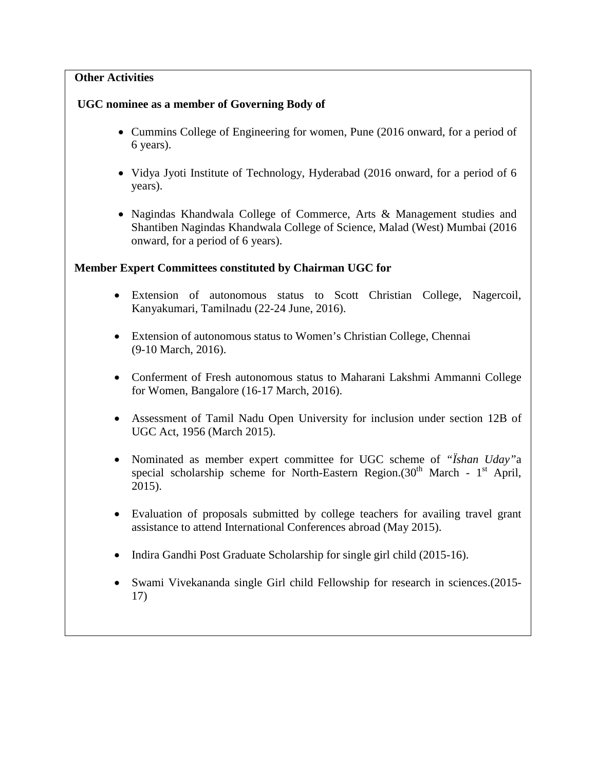**Other Activities**

**UGC nominee as a member of Governing Body of**

- Cummins College of Engineering for women, Pune (2016 onward, for a period of 6 years).
- Vidya Jyoti Institute of Technology, Hyderabad (2016 onward, for a period of 6 years).
- Nagindas Khandwala College of Commerce, Arts & Management studies and Shantiben Nagindas Khandwala College of Science, Malad (West) Mumbai (2016 onward, for a period of 6 years).

**Member Expert Committees constituted by Chairman UGC for**

- Extension of autonomous status to Scott Christian College, Nagercoil, Kanyakumari, Tamilnadu (22-24 June, 2016).
- Extension of autonomous status to Women's Christian College, Chennai (9-10 March, 2016).
- Conferment of Fresh autonomous status to Maharani Lakshmi Ammanni College for Women, Bangalore (16-17 March, 2016).
- Assessment of Tamil Nadu Open University for inclusion under section 12B of UGC Act, 1956 (March 2015).
- Nominated as member expert committee for UGC scheme of *"Ïshan Uday"*a special scholarship scheme for North-Eastern Region.(30th March - 1st April, 2015).
- Evaluation of proposals submitted by college teachers for availing travel grant assistance to attend International Conferences abroad (May 2015).
- Indira Gandhi Post Graduate Scholarship for single girl child (2015-16).
- Swami Vivekananda single Girl child Fellowship for research in sciences.(2015-17)